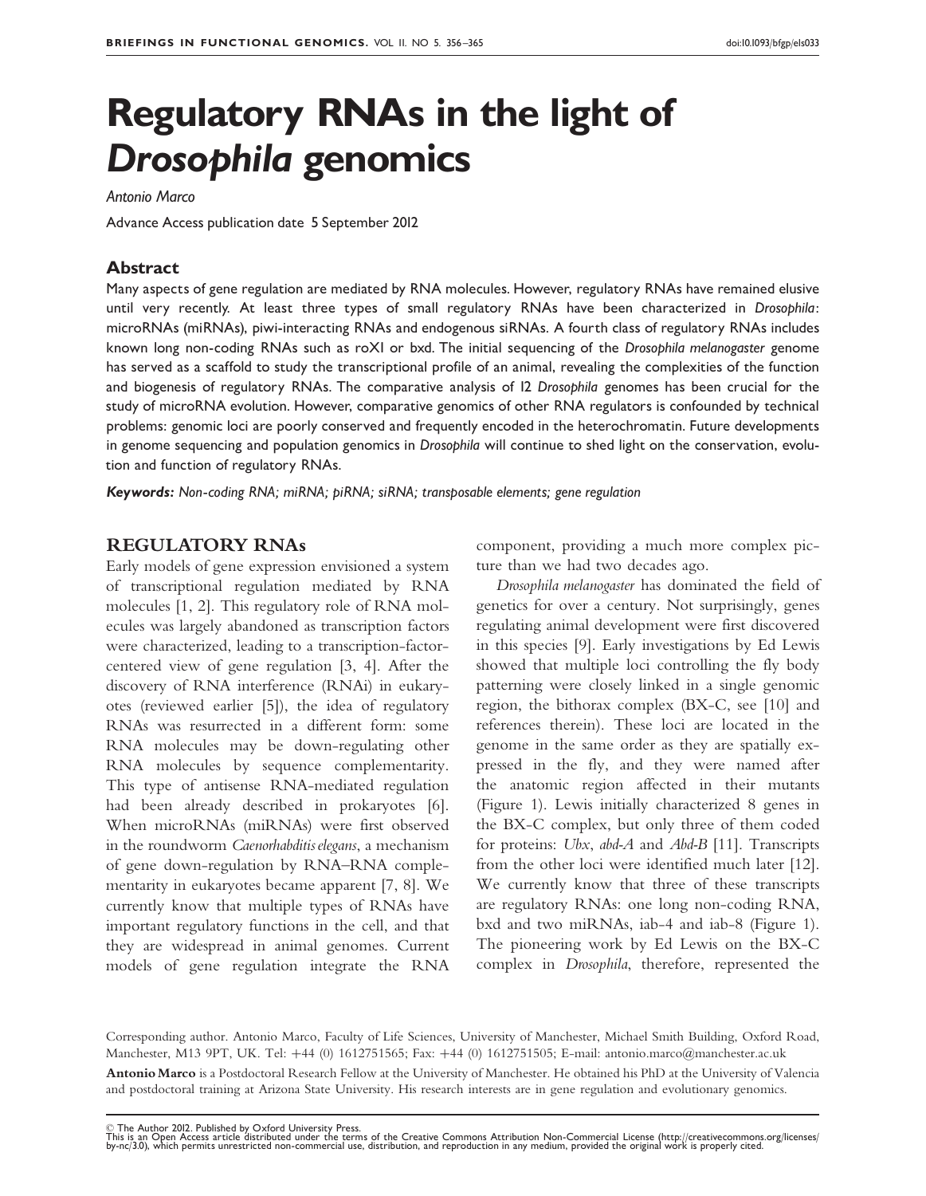# Regulatory RNAs in the light of *Drosophila* genomics

*Antonio Marco*

Advance Access publication date 5 September 2012

## Abstract

Many aspects of gene regulation are mediated by RNA molecules. However, regulatory RNAs have remained elusive until very recently. At least three types of small regulatory RNAs have been characterized in *Drosophila*: microRNAs (miRNAs), piwi-interacting RNAs and endogenous siRNAs. A fourth class of regulatory RNAs includes known long non-coding RNAs such as roX1 or bxd. The initial sequencing of the *Drosophila melanogaster* genome has served as a scaffold to study the transcriptional profile of an animal, revealing the complexities of the function and biogenesis of regulatory RNAs. The comparative analysis of 12 *Drosophila* genomes has been crucial for the study of microRNA evolution. However, comparative genomics of other RNA regulators is confounded by technical problems: genomic loci are poorly conserved and frequently encoded in the heterochromatin. Future developments in genome sequencing and population genomics in *Drosophila* will continue to shed light on the conservation, evolution and function of regulatory RNAs.

***Keywords:*** *Non-coding RNA; miRNA; piRNA; siRNA; transposable elements; gene regulation*

## REGULATORY RNAs

Early models of gene expression envisioned a system of transcriptional regulation mediated by RNA molecules [1, 2]. This regulatory role of RNA molecules was largely abandoned as transcription factors were characterized, leading to a transcription-factor-centered view of gene regulation [3, 4]. After the discovery of RNA interference (RNAi) in eukaryotes (reviewed earlier [5]), the idea of regulatory RNAs was resurrected in a different form: some RNA molecules may be down-regulating other RNA molecules by sequence complementarity. This type of antisense RNA-mediated regulation had been already described in prokaryotes [6]. When microRNAs (miRNAs) were first observed in the roundworm *Caenorhabditis elegans*, a mechanism of gene down-regulation by RNA–RNA complementarity in eukaryotes became apparent [7, 8]. We currently know that multiple types of RNAs have important regulatory functions in the cell, and that they are widespread in animal genomes. Current models of gene regulation integrate the RNA component, providing a much more complex picture than we had two decades ago.

*Drosophila melanogaster* has dominated the field of genetics for over a century. Not surprisingly, genes regulating animal development were first discovered in this species [9]. Early investigations by Ed Lewis showed that multiple loci controlling the fly body patterning were closely linked in a single genomic region, the bithorax complex (BX-C, see [10] and references therein). These loci are located in the genome in the same order as they are spatially expressed in the fly, and they were named after the anatomic region affected in their mutants (Figure 1). Lewis initially characterized 8 genes in the BX-C complex, but only three of them coded for proteins: *Ubx*, *abd-A* and *Abd-B* [11]. Transcripts from the other loci were identified much later [12]. We currently know that three of these transcripts are regulatory RNAs: one long non-coding RNA, bxd and two miRNAs, iab-4 and iab-8 (Figure 1). The pioneering work by Ed Lewis on the BX-C complex in *Drosophila*, therefore, represented the

Corresponding author. Antonio Marco, Faculty of Life Sciences, University of Manchester, Michael Smith Building, Oxford Road, Manchester, M13 9PT, UK. Tel: +44 (0) 1612751565; Fax: +44 (0) 1612751505; E-mail: antonio.marco@manchester.ac.uk

**Antonio Marco** is a Postdoctoral Research Fellow at the University of Manchester. He obtained his PhD at the University of Valencia and postdoctoral training at Arizona State University. His research interests are in gene regulation and evolutionary genomics.

© The Author 2012. Published by Oxford University Press.
This is an Open Access article distributed under the terms of the Creative Commons Attribution Non-Commercial License (http://creativecommons.org/licenses/by-nc/3.0), which permits unrestricted non-commercial use, distribution, and reproduction in any medium, provided the original work is properly cited.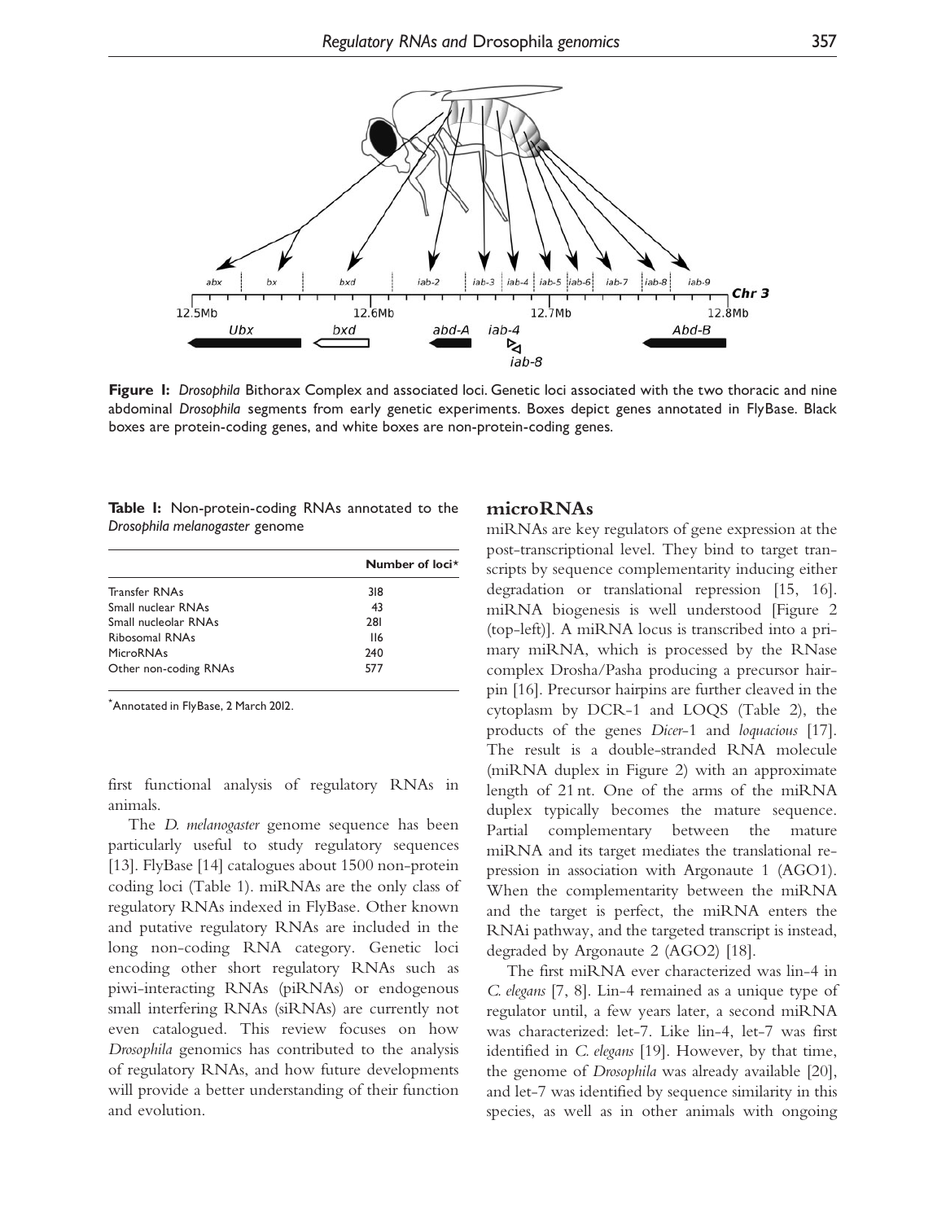**Figure 1:** *Drosophila* Bithorax Complex and associated loci. Genetic loci associated with the two thoracic and nine abdominal *Drosophila* segments from early genetic experiments. Boxes depict genes annotated in FlyBase. Black boxes are protein-coding genes, and white boxes are non-protein-coding genes.

**Table 1:** Non-protein-coding RNAs annotated to the *Drosophila melanogaster* genome

| | Number of loci* |
|---|---|
| Transfer RNAs | 318 |
| Small nuclear RNAs | 43 |
| Small nucleolar RNAs | 281 |
| Ribosomal RNAs | 116 |
| MicroRNAs | 240 |
| Other non-coding RNAs | 577 |

*Annotated in FlyBase, 2 March 2012.

first functional analysis of regulatory RNAs in animals.

The *D. melanogaster* genome sequence has been particularly useful to study regulatory sequences [13]. FlyBase [14] catalogues about 1500 non-protein coding loci (Table 1). miRNAs are the only class of regulatory RNAs indexed in FlyBase. Other known and putative regulatory RNAs are included in the long non-coding RNA category. Genetic loci encoding other short regulatory RNAs such as piwi-interacting RNAs (piRNAs) or endogenous small interfering RNAs (siRNAs) are currently not even catalogued. This review focuses on how *Drosophila* genomics has contributed to the analysis of regulatory RNAs, and how future developments will provide a better understanding of their function and evolution.

## microRNAs

miRNAs are key regulators of gene expression at the post-transcriptional level. They bind to target transcripts by sequence complementarity inducing either degradation or translational repression [15, 16]. miRNA biogenesis is well understood [Figure 2 (top-left)]. A miRNA locus is transcribed into a primary miRNA, which is processed by the RNase complex Drosha/Pasha producing a precursor hairpin [16]. Precursor hairpins are further cleaved in the cytoplasm by DCR-1 and LOQS (Table 2), the products of the genes *Dicer-1* and *loquacious* [17]. The result is a double-stranded RNA molecule (miRNA duplex in Figure 2) with an approximate length of 21 nt. One of the arms of the miRNA duplex typically becomes the mature sequence. Partial complementary between the mature miRNA and its target mediates the translational repression in association with Argonaute 1 (AGO1). When the complementarity between the miRNA and the target is perfect, the miRNA enters the RNAi pathway, and the targeted transcript is instead, degraded by Argonaute 2 (AGO2) [18].

The first miRNA ever characterized was lin-4 in *C. elegans* [7, 8]. Lin-4 remained as a unique type of regulator until, a few years later, a second miRNA was characterized: let-7. Like lin-4, let-7 was first identified in *C. elegans* [19]. However, by that time, the genome of *Drosophila* was already available [20], and let-7 was identified by sequence similarity in this species, as well as in other animals with ongoing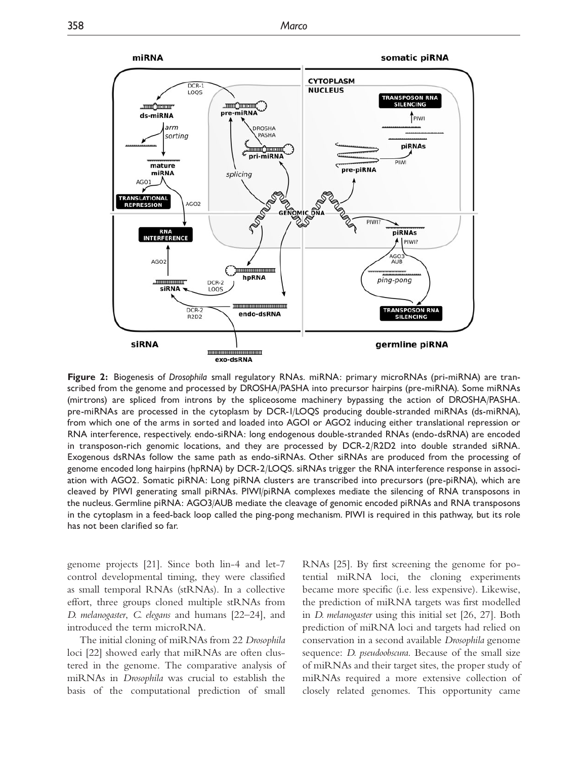**Figure 2:** Biogenesis of *Drosophila* small regulatory RNAs. miRNA: primary microRNAs (pri-miRNA) are transcribed from the genome and processed by DROSHA/PASHA into precursor hairpins (pre-miRNA). Some miRNAs (mirtrons) are spliced from introns by the spliceosome machinery bypassing the action of DROSHA/PASHA. pre-miRNAs are processed in the cytoplasm by DCR-1/LOQS producing double-stranded miRNAs (ds-miRNA), from which one of the arms in sorted and loaded into AGO1 or AGO2 inducing either translational repression or RNA interference, respectively. endo-siRNA: long endogenous double-stranded RNAs (endo-dsRNA) are encoded in transposon-rich genomic locations, and they are processed by DCR-2/R2D2 into double stranded siRNA. Exogenous dsRNAs follow the same path as endo-siRNAs. Other siRNAs are produced from the processing of genome encoded long hairpins (hpRNA) by DCR-2/LOQS. siRNAs trigger the RNA interference response in association with AGO2. Somatic piRNA: Long piRNA clusters are transcribed into precursors (pre-piRNA), which are cleaved by PIWI generating small piRNAs. PIWI/piRNA complexes mediate the silencing of RNA transposons in the nucleus. Germline piRNA: AGO3/AUB mediate the cleavage of genomic encoded piRNAs and RNA transposons in the cytoplasm in a feed-back loop called the ping-pong mechanism. PIWI is required in this pathway, but its role has not been clarified so far.

genome projects [21]. Since both lin-4 and let-7 control developmental timing, they were classified as small temporal RNAs (stRNAs). In a collective effort, three groups cloned multiple stRNAs from *D. melanogaster*, *C. elegans* and humans [22–24], and introduced the term microRNA.

The initial cloning of miRNAs from 22 *Drosophila* loci [22] showed early that miRNAs are often clustered in the genome. The comparative analysis of miRNAs in *Drosophila* was crucial to establish the basis of the computational prediction of small RNAs [25]. By first screening the genome for potential miRNA loci, the cloning experiments became more specific (i.e. less expensive). Likewise, the prediction of miRNA targets was first modelled in *D. melanogaster* using this initial set [26, 27]. Both prediction of miRNA loci and targets had relied on conservation in a second available *Drosophila* genome sequence: *D. pseudoobscura*. Because of the small size of miRNAs and their target sites, the proper study of miRNAs required a more extensive collection of closely related genomes. This opportunity came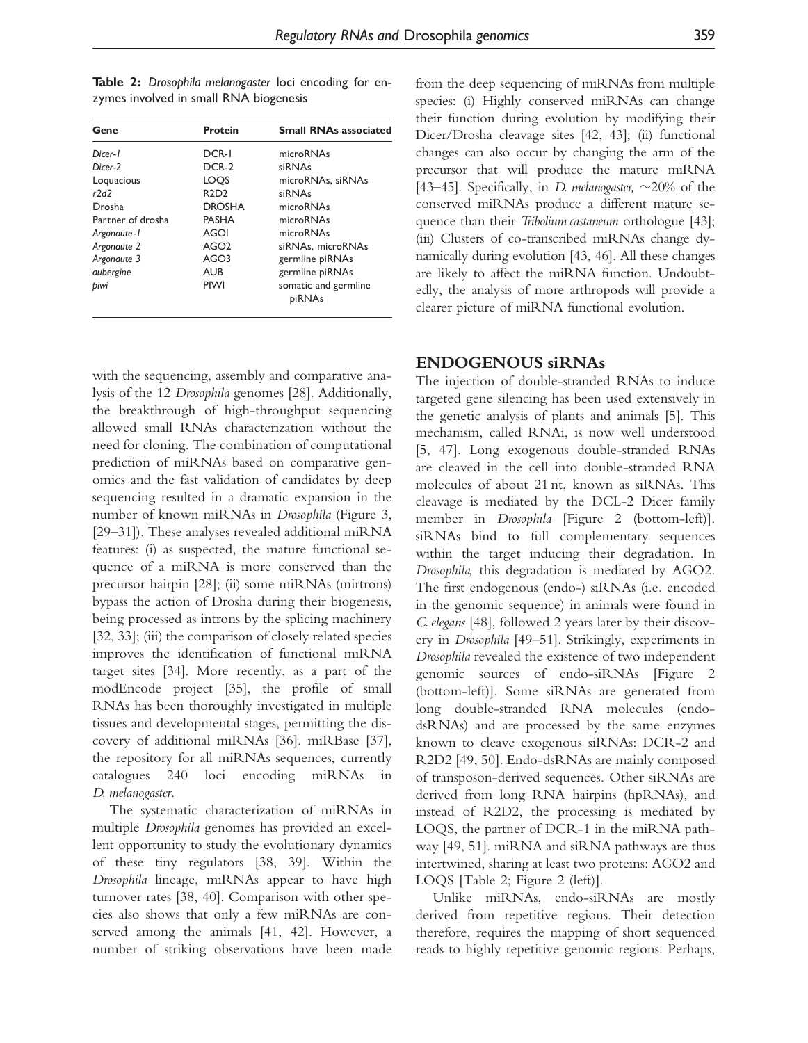**Table 2:** *Drosophila melanogaster* loci encoding for enzymes involved in small RNA biogenesis

| Gene | Protein | Small RNAs associated |
|---|---|---|
| *Dicer-1* | DCR-1 | microRNAs |
| *Dicer-2* | DCR-2 | siRNAs |
| Loquacious | LOQS | microRNAs, siRNAs |
| *r2d2* | R2D2 | siRNAs |
| Drosha | DROSHA | microRNAs |
| Partner of drosha | PASHA | microRNAs |
| *Argonaute-1* | AGO1 | microRNAs |
| *Argonaute 2* | AGO2 | siRNAs, microRNAs |
| *Argonaute 3* | AGO3 | germline piRNAs |
| *aubergine* | AUB | germline piRNAs |
| *piwi* | PIWI | somatic and germline piRNAs |

with the sequencing, assembly and comparative analysis of the 12 *Drosophila* genomes [28]. Additionally, the breakthrough of high-throughput sequencing allowed small RNAs characterization without the need for cloning. The combination of computational prediction of miRNAs based on comparative genomics and the fast validation of candidates by deep sequencing resulted in a dramatic expansion in the number of known miRNAs in *Drosophila* (Figure 3, [29–31]). These analyses revealed additional miRNA features: (i) as suspected, the mature functional sequence of a miRNA is more conserved than the precursor hairpin [28]; (ii) some miRNAs (mirtrons) bypass the action of Drosha during their biogenesis, being processed as introns by the splicing machinery [32, 33]; (iii) the comparison of closely related species improves the identification of functional miRNA target sites [34]. More recently, as a part of the modEncode project [35], the profile of small RNAs has been thoroughly investigated in multiple tissues and developmental stages, permitting the discovery of additional miRNAs [36]. miRBase [37], the repository for all miRNAs sequences, currently catalogues 240 loci encoding miRNAs in *D. melanogaster*.

The systematic characterization of miRNAs in multiple *Drosophila* genomes has provided an excellent opportunity to study the evolutionary dynamics of these tiny regulators [38, 39]. Within the *Drosophila* lineage, miRNAs appear to have high turnover rates [38, 40]. Comparison with other species also shows that only a few miRNAs are conserved among the animals [41, 42]. However, a number of striking observations have been made from the deep sequencing of miRNAs from multiple species: (i) Highly conserved miRNAs can change their function during evolution by modifying their Dicer/Drosha cleavage sites [42, 43]; (ii) functional changes can also occur by changing the arm of the precursor that will produce the mature miRNA [43–45]. Specifically, in *D. melanogaster*, ~20% of the conserved miRNAs produce a different mature sequence than their *Tribolium castaneum* orthologue [43]; (iii) Clusters of co-transcribed miRNAs change dynamically during evolution [43, 46]. All these changes are likely to affect the miRNA function. Undoubtedly, the analysis of more arthropods will provide a clearer picture of miRNA functional evolution.

## ENDOGENOUS siRNAs

The injection of double-stranded RNAs to induce targeted gene silencing has been used extensively in the genetic analysis of plants and animals [5]. This mechanism, called RNAi, is now well understood [5, 47]. Long exogenous double-stranded RNAs are cleaved in the cell into double-stranded RNA molecules of about 21 nt, known as siRNAs. This cleavage is mediated by the DCL-2 Dicer family member in *Drosophila* [Figure 2 (bottom-left)]. siRNAs bind to full complementary sequences within the target inducing their degradation. In *Drosophila*, this degradation is mediated by AGO2. The first endogenous (endo-) siRNAs (i.e. encoded in the genomic sequence) in animals were found in *C. elegans* [48], followed 2 years later by their discovery in *Drosophila* [49–51]. Strikingly, experiments in *Drosophila* revealed the existence of two independent genomic sources of endo-siRNAs [Figure 2 (bottom-left)]. Some siRNAs are generated from long double-stranded RNA molecules (endo-dsRNAs) and are processed by the same enzymes known to cleave exogenous siRNAs: DCR-2 and R2D2 [49, 50]. Endo-dsRNAs are mainly composed of transposon-derived sequences. Other siRNAs are derived from long RNA hairpins (hpRNAs), and instead of R2D2, the processing is mediated by LOQS, the partner of DCR-1 in the miRNA pathway [49, 51]. miRNA and siRNA pathways are thus intertwined, sharing at least two proteins: AGO2 and LOQS [Table 2; Figure 2 (left)].

Unlike miRNAs, endo-siRNAs are mostly derived from repetitive regions. Their detection therefore, requires the mapping of short sequenced reads to highly repetitive genomic regions. Perhaps,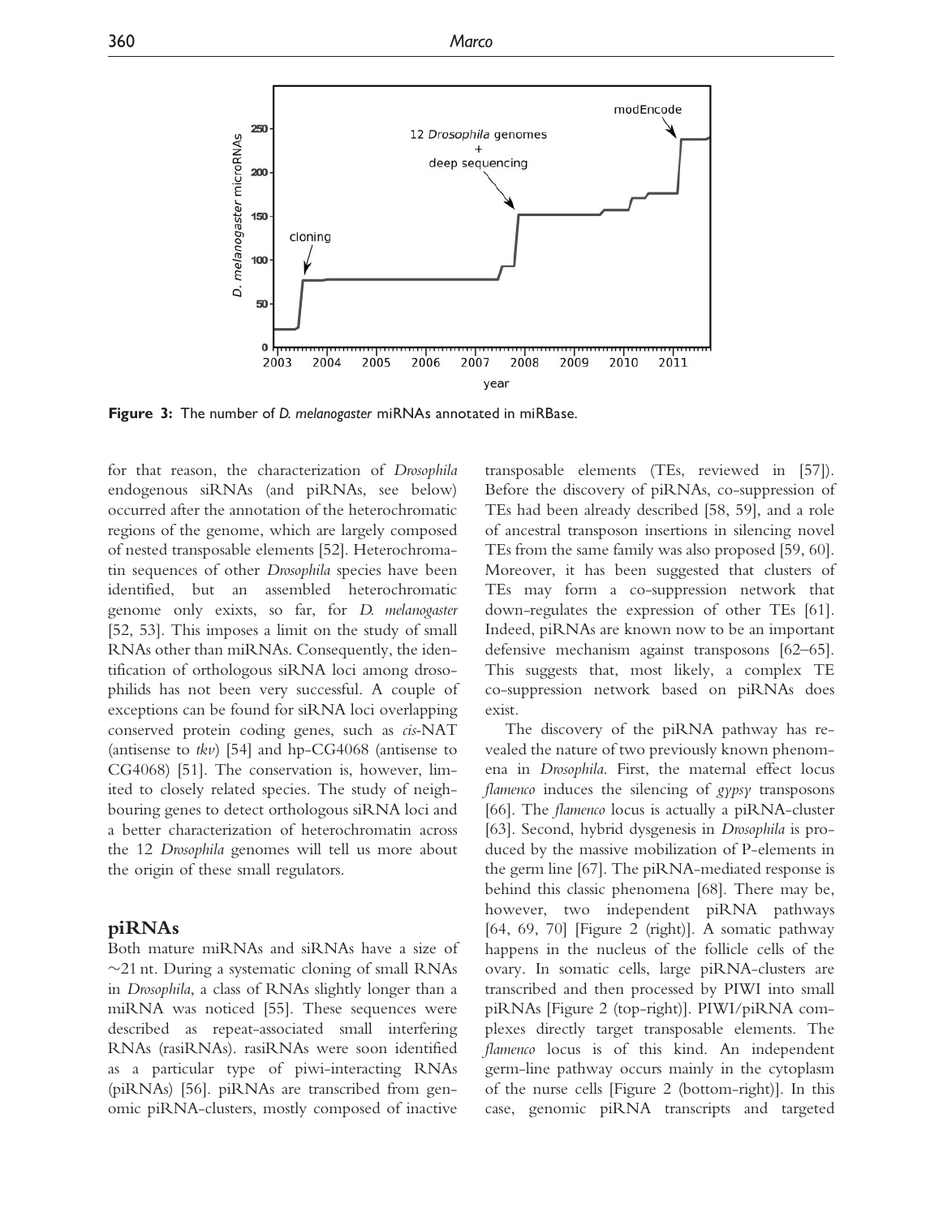**Figure 3:** The number of *D. melanogaster* miRNAs annotated in miRBase.

for that reason, the characterization of *Drosophila* endogenous siRNAs (and piRNAs, see below) occurred after the annotation of the heterochromatic regions of the genome, which are largely composed of nested transposable elements [52]. Heterochromatin sequences of other *Drosophila* species have been identified, but an assembled heterochromatic genome only exixts, so far, for *D. melanogaster* [52, 53]. This imposes a limit on the study of small RNAs other than miRNAs. Consequently, the identification of orthologous siRNA loci among drosophilids has not been very successful. A couple of exceptions can be found for siRNA loci overlapping conserved protein coding genes, such as *cis*-NAT (antisense to *tkv*) [54] and hp-CG4068 (antisense to CG4068) [51]. The conservation is, however, limited to closely related species. The study of neighbouring genes to detect orthologous siRNA loci and a better characterization of heterochromatin across the 12 *Drosophila* genomes will tell us more about the origin of these small regulators.

## piRNAs

Both mature miRNAs and siRNAs have a size of ~21 nt. During a systematic cloning of small RNAs in *Drosophila*, a class of RNAs slightly longer than a miRNA was noticed [55]. These sequences were described as repeat-associated small interfering RNAs (rasiRNAs). rasiRNAs were soon identified as a particular type of piwi-interacting RNAs (piRNAs) [56]. piRNAs are transcribed from genomic piRNA-clusters, mostly composed of inactive transposable elements (TEs, reviewed in [57]). Before the discovery of piRNAs, co-suppression of TEs had been already described [58, 59], and a role of ancestral transposon insertions in silencing novel TEs from the same family was also proposed [59, 60]. Moreover, it has been suggested that clusters of TEs may form a co-suppression network that down-regulates the expression of other TEs [61]. Indeed, piRNAs are known now to be an important defensive mechanism against transposons [62–65]. This suggests that, most likely, a complex TE co-suppression network based on piRNAs does exist.

The discovery of the piRNA pathway has revealed the nature of two previously known phenomena in *Drosophila*. First, the maternal effect locus *flamenco* induces the silencing of *gypsy* transposons [66]. The *flamenco* locus is actually a piRNA-cluster [63]. Second, hybrid dysgenesis in *Drosophila* is produced by the massive mobilization of P-elements in the germ line [67]. The piRNA-mediated response is behind this classic phenomena [68]. There may be, however, two independent piRNA pathways [64, 69, 70] [Figure 2 (right)]. A somatic pathway happens in the nucleus of the follicle cells of the ovary. In somatic cells, large piRNA-clusters are transcribed and then processed by PIWI into small piRNAs [Figure 2 (top-right)]. PIWI/piRNA complexes directly target transposable elements. The *flamenco* locus is of this kind. An independent germ-line pathway occurs mainly in the cytoplasm of the nurse cells [Figure 2 (bottom-right)]. In this case, genomic piRNA transcripts and targeted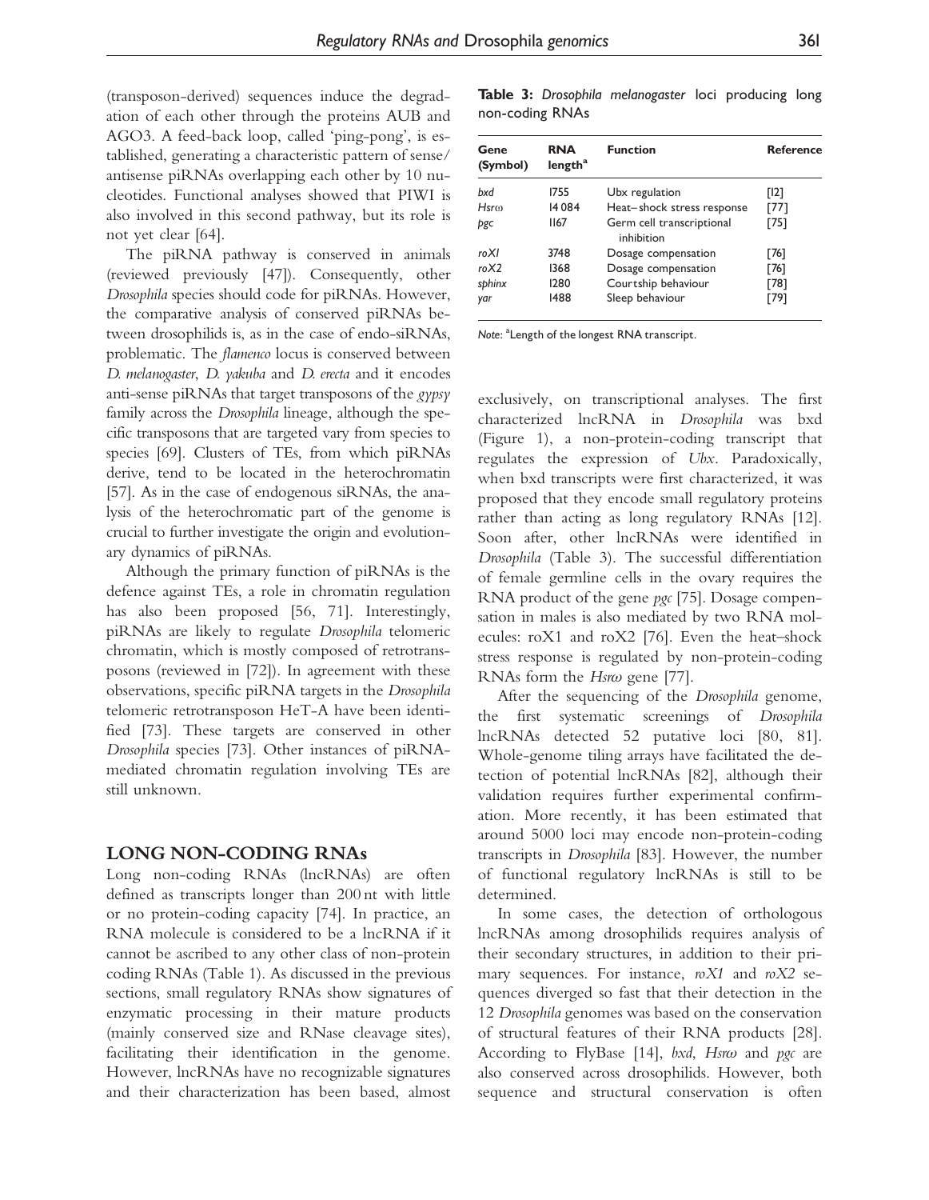(transposon-derived) sequences induce the degradation of each other through the proteins AUB and AGO3. A feed-back loop, called 'ping-pong', is established, generating a characteristic pattern of sense/antisense piRNAs overlapping each other by 10 nucleotides. Functional analyses showed that PIWI is also involved in this second pathway, but its role is not yet clear [64].

The piRNA pathway is conserved in animals (reviewed previously [47]). Consequently, other *Drosophila* species should code for piRNAs. However, the comparative analysis of conserved piRNAs between drosophilids is, as in the case of endo-siRNAs, problematic. The *flamenco* locus is conserved between *D. melanogaster*, *D. yakuba* and *D. erecta* and it encodes anti-sense piRNAs that target transposons of the *gypsy* family across the *Drosophila* lineage, although the specific transposons that are targeted vary from species to species [69]. Clusters of TEs, from which piRNAs derive, tend to be located in the heterochromatin [57]. As in the case of endogenous siRNAs, the analysis of the heterochromatic part of the genome is crucial to further investigate the origin and evolutionary dynamics of piRNAs.

Although the primary function of piRNAs is the defence against TEs, a role in chromatin regulation has also been proposed [56, 71]. Interestingly, piRNAs are likely to regulate *Drosophila* telomeric chromatin, which is mostly composed of retrotransposons (reviewed in [72]). In agreement with these observations, specific piRNA targets in the *Drosophila* telomeric retrotransposon HeT-A have been identified [73]. These targets are conserved in other *Drosophila* species [73]. Other instances of piRNA-mediated chromatin regulation involving TEs are still unknown.

## LONG NON-CODING RNAs

Long non-coding RNAs (lncRNAs) are often defined as transcripts longer than 200 nt with little or no protein-coding capacity [74]. In practice, an RNA molecule is considered to be a lncRNA if it cannot be ascribed to any other class of non-protein coding RNAs (Table 1). As discussed in the previous sections, small regulatory RNAs show signatures of enzymatic processing in their mature products (mainly conserved size and RNase cleavage sites), facilitating their identification in the genome. However, lncRNAs have no recognizable signatures and their characterization has been based, almost exclusively, on transcriptional analyses. The first characterized lncRNA in *Drosophila* was bxd (Figure 1), a non-protein-coding transcript that regulates the expression of *Ubx*. Paradoxically, when bxd transcripts were first characterized, it was proposed that they encode small regulatory proteins rather than acting as long regulatory RNAs [12]. Soon after, other lncRNAs were identified in *Drosophila* (Table 3). The successful differentiation of female germline cells in the ovary requires the RNA product of the gene *pgc* [75]. Dosage compensation in males is also mediated by two RNA molecules: roX1 and roX2 [76]. Even the heat–shock stress response is regulated by non-protein-coding RNAs form the *Hsrω* gene [77].

**Table 3:** *Drosophila melanogaster* loci producing long non-coding RNAs

| Gene (Symbol) | RNA length[a] | Function | Reference |
|---|---|---|---|
| *bxd* | 1755 | Ubx regulation | [12] |
| *Hsrω* | 14 084 | Heat–shock stress response | [77] |
| *pgc* | 1167 | Germ cell transcriptional inhibition | [75] |
| *roX1* | 3748 | Dosage compensation | [76] |
| *roX2* | 1368 | Dosage compensation | [76] |
| *sphinx* | 1280 | Courtship behaviour | [78] |
| *yar* | 1488 | Sleep behaviour | [79] |

*Note*: [a]Length of the longest RNA transcript.

After the sequencing of the *Drosophila* genome, the first systematic screenings of *Drosophila* lncRNAs detected 52 putative loci [80, 81]. Whole-genome tiling arrays have facilitated the detection of potential lncRNAs [82], although their validation requires further experimental confirmation. More recently, it has been estimated that around 5000 loci may encode non-protein-coding transcripts in *Drosophila* [83]. However, the number of functional regulatory lncRNAs is still to be determined.

In some cases, the detection of orthologous lncRNAs among drosophilids requires analysis of their secondary structures, in addition to their primary sequences. For instance, *roX1* and *roX2* sequences diverged so fast that their detection in the 12 *Drosophila* genomes was based on the conservation of structural features of their RNA products [28]. According to FlyBase [14], *bxd*, *Hsrω* and *pgc* are also conserved across drosophilids. However, both sequence and structural conservation is often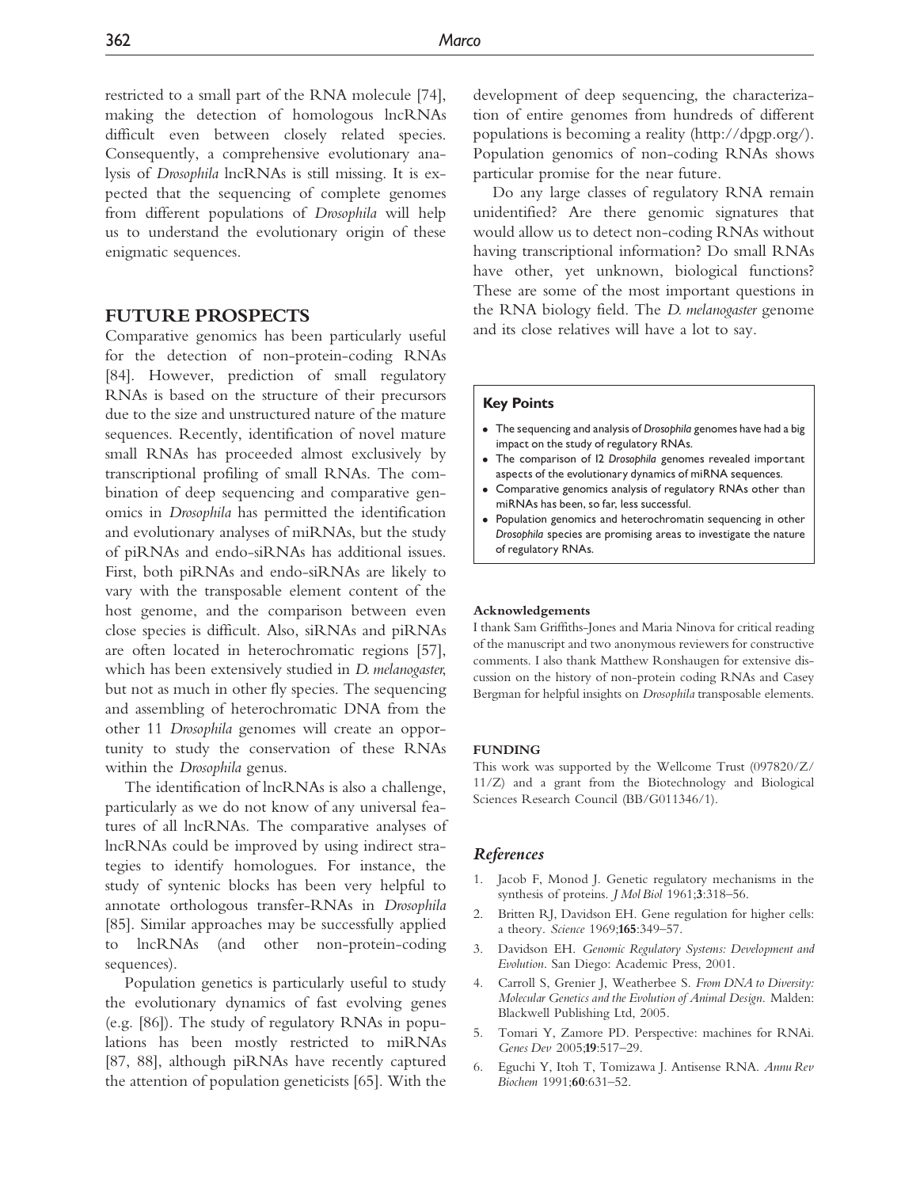restricted to a small part of the RNA molecule [74], making the detection of homologous lncRNAs difficult even between closely related species. Consequently, a comprehensive evolutionary analysis of *Drosophila* lncRNAs is still missing. It is expected that the sequencing of complete genomes from different populations of *Drosophila* will help us to understand the evolutionary origin of these enigmatic sequences.

## FUTURE PROSPECTS

Comparative genomics has been particularly useful for the detection of non-protein-coding RNAs [84]. However, prediction of small regulatory RNAs is based on the structure of their precursors due to the size and unstructured nature of the mature sequences. Recently, identification of novel mature small RNAs has proceeded almost exclusively by transcriptional profiling of small RNAs. The combination of deep sequencing and comparative genomics in *Drosophila* has permitted the identification and evolutionary analyses of miRNAs, but the study of piRNAs and endo-siRNAs has additional issues. First, both piRNAs and endo-siRNAs are likely to vary with the transposable element content of the host genome, and the comparison between even close species is difficult. Also, siRNAs and piRNAs are often located in heterochromatic regions [57], which has been extensively studied in *D. melanogaster*, but not as much in other fly species. The sequencing and assembling of heterochromatic DNA from the other 11 *Drosophila* genomes will create an opportunity to study the conservation of these RNAs within the *Drosophila* genus.

The identification of lncRNAs is also a challenge, particularly as we do not know of any universal features of all lncRNAs. The comparative analyses of lncRNAs could be improved by using indirect strategies to identify homologues. For instance, the study of syntenic blocks has been very helpful to annotate orthologous transfer-RNAs in *Drosophila* [85]. Similar approaches may be successfully applied to lncRNAs (and other non-protein-coding sequences).

Population genetics is particularly useful to study the evolutionary dynamics of fast evolving genes (e.g. [86]). The study of regulatory RNAs in populations has been mostly restricted to miRNAs [87, 88], although piRNAs have recently captured the attention of population geneticists [65]. With the development of deep sequencing, the characterization of entire genomes from hundreds of different populations is becoming a reality (http://dpgp.org/). Population genomics of non-coding RNAs shows particular promise for the near future.

Do any large classes of regulatory RNA remain unidentified? Are there genomic signatures that would allow us to detect non-coding RNAs without having transcriptional information? Do small RNAs have other, yet unknown, biological functions? These are some of the most important questions in the RNA biology field. The *D. melanogaster* genome and its close relatives will have a lot to say.

### Key Points

- The sequencing and analysis of *Drosophila* genomes have had a big impact on the study of regulatory RNAs.
- The comparison of 12 *Drosophila* genomes revealed important aspects of the evolutionary dynamics of miRNA sequences.
- Comparative genomics analysis of regulatory RNAs other than miRNAs has been, so far, less successful.
- Population genomics and heterochromatin sequencing in other *Drosophila* species are promising areas to investigate the nature of regulatory RNAs.

### Acknowledgements

I thank Sam Griffiths-Jones and Maria Ninova for critical reading of the manuscript and two anonymous reviewers for constructive comments. I also thank Matthew Ronshaugen for extensive discussion on the history of non-protein coding RNAs and Casey Bergman for helpful insights on *Drosophila* transposable elements.

### FUNDING

This work was supported by the Wellcome Trust (097820/Z/11/Z) and a grant from the Biotechnology and Biological Sciences Research Council (BB/G011346/1).

## References

1. Jacob F, Monod J. Genetic regulatory mechanisms in the synthesis of proteins. *J Mol Biol* 1961;**3**:318–56.
2. Britten RJ, Davidson EH. Gene regulation for higher cells: a theory. *Science* 1969;**165**:349–57.
3. Davidson EH. *Genomic Regulatory Systems: Development and Evolution*. San Diego: Academic Press, 2001.
4. Carroll S, Grenier J, Weatherbee S. *From DNA to Diversity: Molecular Genetics and the Evolution of Animal Design*. Malden: Blackwell Publishing Ltd, 2005.
5. Tomari Y, Zamore PD. Perspective: machines for RNAi. *Genes Dev* 2005;**19**:517–29.
6. Eguchi Y, Itoh T, Tomizawa J. Antisense RNA. *Annu Rev Biochem* 1991;**60**:631–52.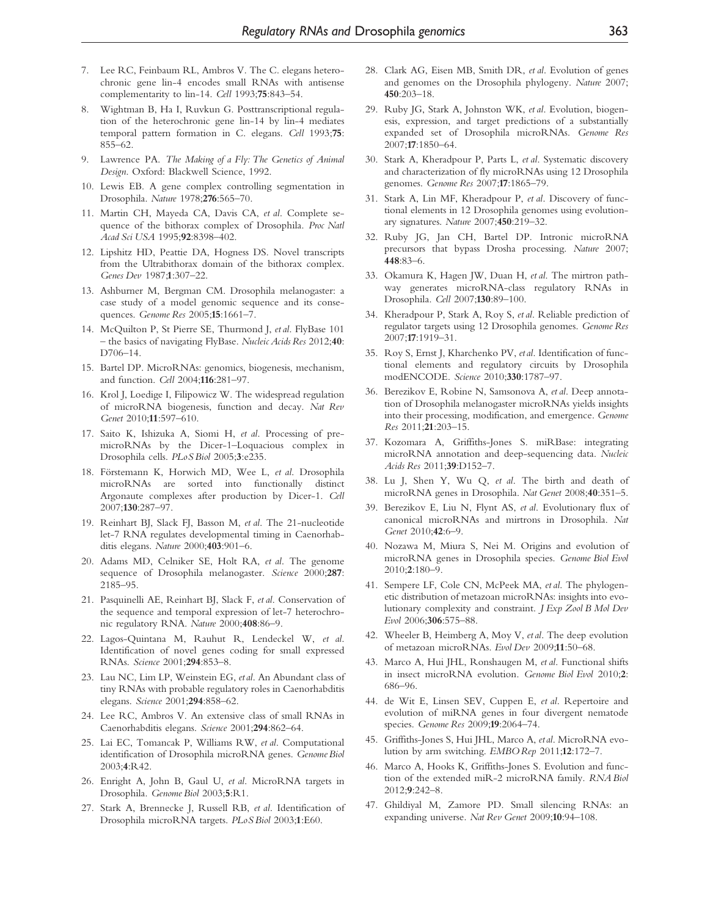7. Lee RC, Feinbaum RL, Ambros V. The C. elegans heterochronic gene lin-4 encodes small RNAs with antisense complementarity to lin-14. *Cell* 1993;**75**:843–54.
8. Wightman B, Ha I, Ruvkun G. Posttranscriptional regulation of the heterochronic gene lin-14 by lin-4 mediates temporal pattern formation in C. elegans. *Cell* 1993;**75**: 855–62.
9. Lawrence PA. *The Making of a Fly: The Genetics of Animal Design*. Oxford: Blackwell Science, 1992.
10. Lewis EB. A gene complex controlling segmentation in Drosophila. *Nature* 1978;**276**:565–70.
11. Martin CH, Mayeda CA, Davis CA, *et al*. Complete sequence of the bithorax complex of Drosophila. *Proc Natl Acad Sci USA* 1995;**92**:8398–402.
12. Lipshitz HD, Peattie DA, Hogness DS. Novel transcripts from the Ultrabithorax domain of the bithorax complex. *Genes Dev* 1987;**1**:307–22.
13. Ashburner M, Bergman CM. Drosophila melanogaster: a case study of a model genomic sequence and its consequences. *Genome Res* 2005;**15**:1661–7.
14. McQuilton P, St Pierre SE, Thurmond J, *et al*. FlyBase 101 – the basics of navigating FlyBase. *Nucleic Acids Res* 2012;**40**: D706–14.
15. Bartel DP. MicroRNAs: genomics, biogenesis, mechanism, and function. *Cell* 2004;**116**:281–97.
16. Krol J, Loedige I, Filipowicz W. The widespread regulation of microRNA biogenesis, function and decay. *Nat Rev Genet* 2010;**11**:597–610.
17. Saito K, Ishizuka A, Siomi H, *et al*. Processing of pre-microRNAs by the Dicer-1–Loquacious complex in Drosophila cells. *PLoS Biol* 2005;**3**:e235.
18. Förstemann K, Horwich MD, Wee L, *et al*. Drosophila microRNAs are sorted into functionally distinct Argonaute complexes after production by Dicer-1. *Cell* 2007;**130**:287–97.
19. Reinhart BJ, Slack FJ, Basson M, *et al*. The 21-nucleotide let-7 RNA regulates developmental timing in Caenorhabditis elegans. *Nature* 2000;**403**:901–6.
20. Adams MD, Celniker SE, Holt RA, *et al*. The genome sequence of Drosophila melanogaster. *Science* 2000;**287**: 2185–95.
21. Pasquinelli AE, Reinhart BJ, Slack F, *et al*. Conservation of the sequence and temporal expression of let-7 heterochronic regulatory RNA. *Nature* 2000;**408**:86–9.
22. Lagos-Quintana M, Rauhut R, Lendeckel W, *et al*. Identification of novel genes coding for small expressed RNAs. *Science* 2001;**294**:853–8.
23. Lau NC, Lim LP, Weinstein EG, *et al*. An Abundant class of tiny RNAs with probable regulatory roles in Caenorhabditis elegans. *Science* 2001;**294**:858–62.
24. Lee RC, Ambros V. An extensive class of small RNAs in Caenorhabditis elegans. *Science* 2001;**294**:862–64.
25. Lai EC, Tomancak P, Williams RW, *et al*. Computational identification of Drosophila microRNA genes. *Genome Biol* 2003;**4**:R42.
26. Enright A, John B, Gaul U, *et al*. MicroRNA targets in Drosophila. *Genome Biol* 2003;**5**:R1.
27. Stark A, Brennecke J, Russell RB, *et al*. Identification of Drosophila microRNA targets. *PLoS Biol* 2003;**1**:E60.
28. Clark AG, Eisen MB, Smith DR, *et al*. Evolution of genes and genomes on the Drosophila phylogeny. *Nature* 2007; **450**:203–18.
29. Ruby JG, Stark A, Johnston WK, *et al*. Evolution, biogenesis, expression, and target predictions of a substantially expanded set of Drosophila microRNAs. *Genome Res* 2007;**17**:1850–64.
30. Stark A, Kheradpour P, Parts L, *et al*. Systematic discovery and characterization of fly microRNAs using 12 Drosophila genomes. *Genome Res* 2007;**17**:1865–79.
31. Stark A, Lin MF, Kheradpour P, *et al*. Discovery of functional elements in 12 Drosophila genomes using evolutionary signatures. *Nature* 2007;**450**:219–32.
32. Ruby JG, Jan CH, Bartel DP. Intronic microRNA precursors that bypass Drosha processing. *Nature* 2007; **448**:83–6.
33. Okamura K, Hagen JW, Duan H, *et al*. The mirtron pathway generates microRNA-class regulatory RNAs in Drosophila. *Cell* 2007;**130**:89–100.
34. Kheradpour P, Stark A, Roy S, *et al*. Reliable prediction of regulator targets using 12 Drosophila genomes. *Genome Res* 2007;**17**:1919–31.
35. Roy S, Ernst J, Kharchenko PV, *et al*. Identification of functional elements and regulatory circuits by Drosophila modENCODE. *Science* 2010;**330**:1787–97.
36. Berezikov E, Robine N, Samsonova A, *et al*. Deep annotation of Drosophila melanogaster microRNAs yields insights into their processing, modification, and emergence. *Genome Res* 2011;**21**:203–15.
37. Kozomara A, Griffiths-Jones S. miRBase: integrating microRNA annotation and deep-sequencing data. *Nucleic Acids Res* 2011;**39**:D152–7.
38. Lu J, Shen Y, Wu Q, *et al*. The birth and death of microRNA genes in Drosophila. *Nat Genet* 2008;**40**:351–5.
39. Berezikov E, Liu N, Flynt AS, *et al*. Evolutionary flux of canonical microRNAs and mirtrons in Drosophila. *Nat Genet* 2010;**42**:6–9.
40. Nozawa M, Miura S, Nei M. Origins and evolution of microRNA genes in Drosophila species. *Genome Biol Evol* 2010;**2**:180–9.
41. Sempere LF, Cole CN, McPeek MA, *et al*. The phylogenetic distribution of metazoan microRNAs: insights into evolutionary complexity and constraint. *J Exp Zool B Mol Dev Evol* 2006;**306**:575–88.
42. Wheeler B, Heimberg A, Moy V, *et al*. The deep evolution of metazoan microRNAs. *Evol Dev* 2009;**11**:50–68.
43. Marco A, Hui JHL, Ronshaugen M, *et al*. Functional shifts in insect microRNA evolution. *Genome Biol Evol* 2010;**2**: 686–96.
44. de Wit E, Linsen SEV, Cuppen E, *et al*. Repertoire and evolution of miRNA genes in four divergent nematode species. *Genome Res* 2009;**19**:2064–74.
45. Griffiths-Jones S, Hui JHL, Marco A, *et al*. MicroRNA evolution by arm switching. *EMBO Rep* 2011;**12**:172–7.
46. Marco A, Hooks K, Griffiths-Jones S. Evolution and function of the extended miR-2 microRNA family. *RNA Biol* 2012;**9**:242–8.
47. Ghildiyal M, Zamore PD. Small silencing RNAs: an expanding universe. *Nat Rev Genet* 2009;**10**:94–108.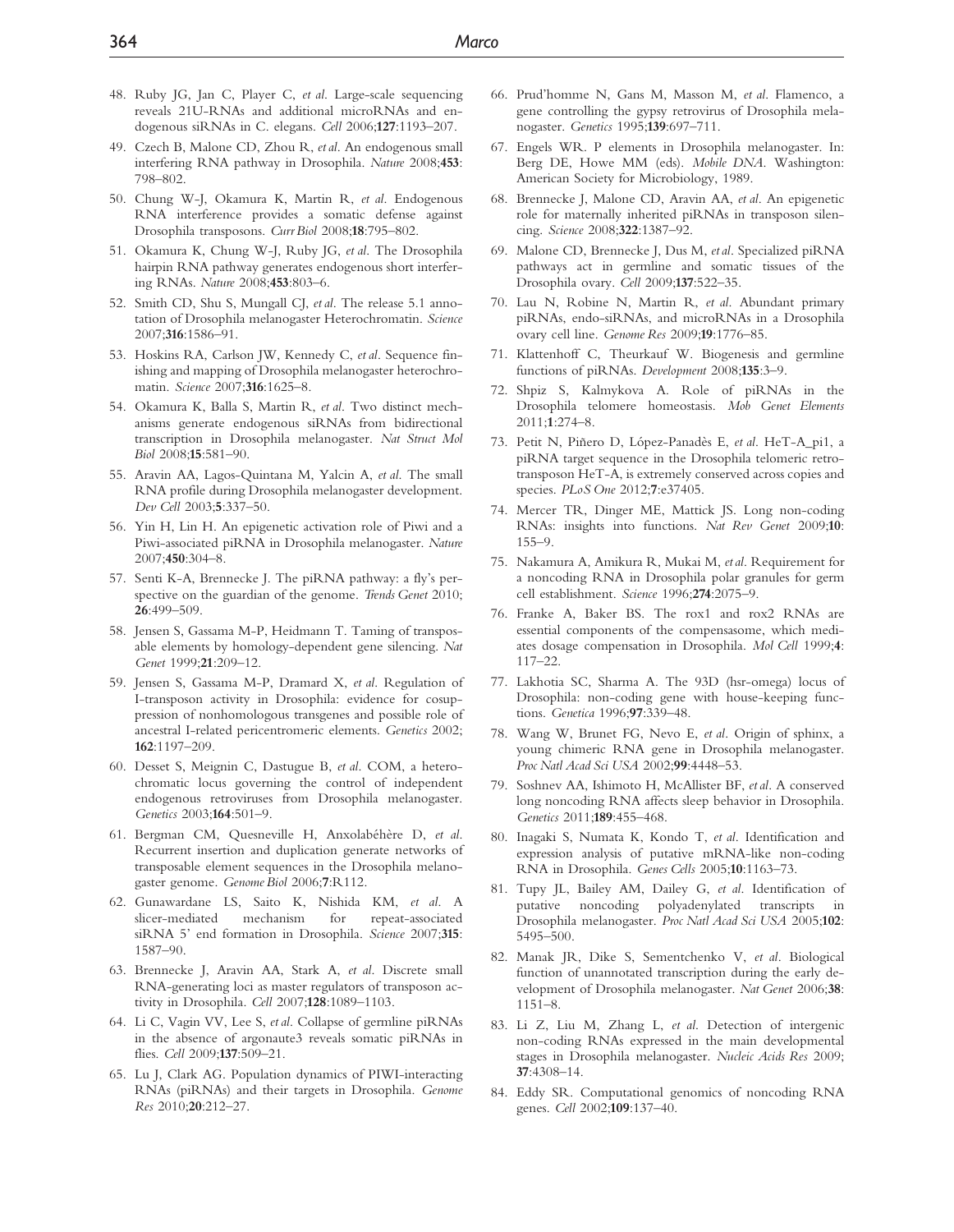48. Ruby JG, Jan C, Player C, *et al*. Large-scale sequencing reveals 21U-RNAs and additional microRNAs and endogenous siRNAs in C. elegans. *Cell* 2006;**127**:1193–207.
49. Czech B, Malone CD, Zhou R, *et al*. An endogenous small interfering RNA pathway in Drosophila. *Nature* 2008;**453**: 798–802.
50. Chung W-J, Okamura K, Martin R, *et al*. Endogenous RNA interference provides a somatic defense against Drosophila transposons. *Curr Biol* 2008;**18**:795–802.
51. Okamura K, Chung W-J, Ruby JG, *et al*. The Drosophila hairpin RNA pathway generates endogenous short interfering RNAs. *Nature* 2008;**453**:803–6.
52. Smith CD, Shu S, Mungall CJ, *et al*. The release 5.1 annotation of Drosophila melanogaster Heterochromatin. *Science* 2007;**316**:1586–91.
53. Hoskins RA, Carlson JW, Kennedy C, *et al*. Sequence finishing and mapping of Drosophila melanogaster heterochromatin. *Science* 2007;**316**:1625–8.
54. Okamura K, Balla S, Martin R, *et al*. Two distinct mechanisms generate endogenous siRNAs from bidirectional transcription in Drosophila melanogaster. *Nat Struct Mol Biol* 2008;**15**:581–90.
55. Aravin AA, Lagos-Quintana M, Yalcin A, *et al*. The small RNA profile during Drosophila melanogaster development. *Dev Cell* 2003;**5**:337–50.
56. Yin H, Lin H. An epigenetic activation role of Piwi and a Piwi-associated piRNA in Drosophila melanogaster. *Nature* 2007;**450**:304–8.
57. Senti K-A, Brennecke J. The piRNA pathway: a fly's perspective on the guardian of the genome. *Trends Genet* 2010; **26**:499–509.
58. Jensen S, Gassama M-P, Heidmann T. Taming of transposable elements by homology-dependent gene silencing. *Nat Genet* 1999;**21**:209–12.
59. Jensen S, Gassama M-P, Dramard X, *et al*. Regulation of I-transposon activity in Drosophila: evidence for cosuppression of nonhomologous transgenes and possible role of ancestral I-related pericentromeric elements. *Genetics* 2002; **162**:1197–209.
60. Desset S, Meignin C, Dastugue B, *et al*. COM, a heterochromatic locus governing the control of independent endogenous retroviruses from Drosophila melanogaster. *Genetics* 2003;**164**:501–9.
61. Bergman CM, Quesneville H, Anxolabéhère D, *et al*. Recurrent insertion and duplication generate networks of transposable element sequences in the Drosophila melanogaster genome. *Genome Biol* 2006;**7**:R112.
62. Gunawardane LS, Saito K, Nishida KM, *et al*. A slicer-mediated mechanism for repeat-associated siRNA 5' end formation in Drosophila. *Science* 2007;**315**: 1587–90.
63. Brennecke J, Aravin AA, Stark A, *et al*. Discrete small RNA-generating loci as master regulators of transposon activity in Drosophila. *Cell* 2007;**128**:1089–1103.
64. Li C, Vagin VV, Lee S, *et al*. Collapse of germline piRNAs in the absence of argonaute3 reveals somatic piRNAs in flies. *Cell* 2009;**137**:509–21.
65. Lu J, Clark AG. Population dynamics of PIWI-interacting RNAs (piRNAs) and their targets in Drosophila. *Genome Res* 2010;**20**:212–27.
66. Prud'homme N, Gans M, Masson M, *et al*. Flamenco, a gene controlling the gypsy retrovirus of Drosophila melanogaster. *Genetics* 1995;**139**:697–711.
67. Engels WR. P elements in Drosophila melanogaster. In: Berg DE, Howe MM (eds). *Mobile DNA*. Washington: American Society for Microbiology, 1989.
68. Brennecke J, Malone CD, Aravin AA, *et al*. An epigenetic role for maternally inherited piRNAs in transposon silencing. *Science* 2008;**322**:1387–92.
69. Malone CD, Brennecke J, Dus M, *et al*. Specialized piRNA pathways act in germline and somatic tissues of the Drosophila ovary. *Cell* 2009;**137**:522–35.
70. Lau N, Robine N, Martin R, *et al*. Abundant primary piRNAs, endo-siRNAs, and microRNAs in a Drosophila ovary cell line. *Genome Res* 2009;**19**:1776–85.
71. Klattenhoff C, Theurkauf W. Biogenesis and germline functions of piRNAs. *Development* 2008;**135**:3–9.
72. Shpiz S, Kalmykova A. Role of piRNAs in the Drosophila telomere homeostasis. *Mob Genet Elements* 2011;**1**:274–8.
73. Petit N, Piñero D, López-Panadès E, *et al*. HeT-A_pi1, a piRNA target sequence in the Drosophila telomeric retrotransposon HeT-A, is extremely conserved across copies and species. *PLoS One* 2012;**7**:e37405.
74. Mercer TR, Dinger ME, Mattick JS. Long non-coding RNAs: insights into functions. *Nat Rev Genet* 2009;**10**: 155–9.
75. Nakamura A, Amikura R, Mukai M, *et al*. Requirement for a noncoding RNA in Drosophila polar granules for germ cell establishment. *Science* 1996;**274**:2075–9.
76. Franke A, Baker BS. The rox1 and rox2 RNAs are essential components of the compensasome, which mediates dosage compensation in Drosophila. *Mol Cell* 1999;**4**: 117–22.
77. Lakhotia SC, Sharma A. The 93D (hsr-omega) locus of Drosophila: non-coding gene with house-keeping functions. *Genetica* 1996;**97**:339–48.
78. Wang W, Brunet FG, Nevo E, *et al*. Origin of sphinx, a young chimeric RNA gene in Drosophila melanogaster. *Proc Natl Acad Sci USA* 2002;**99**:4448–53.
79. Soshnev AA, Ishimoto H, McAllister BF, *et al*. A conserved long noncoding RNA affects sleep behavior in Drosophila. *Genetics* 2011;**189**:455–468.
80. Inagaki S, Numata K, Kondo T, *et al*. Identification and expression analysis of putative mRNA-like non-coding RNA in Drosophila. *Genes Cells* 2005;**10**:1163–73.
81. Tupy JL, Bailey AM, Dailey G, *et al*. Identification of putative noncoding polyadenylated transcripts in Drosophila melanogaster. *Proc Natl Acad Sci USA* 2005;**102**: 5495–500.
82. Manak JR, Dike S, Sementchenko V, *et al*. Biological function of unannotated transcription during the early development of Drosophila melanogaster. *Nat Genet* 2006;**38**: 1151–8.
83. Li Z, Liu M, Zhang L, *et al*. Detection of intergenic non-coding RNAs expressed in the main developmental stages in Drosophila melanogaster. *Nucleic Acids Res* 2009; **37**:4308–14.
84. Eddy SR. Computational genomics of noncoding RNA genes. *Cell* 2002;**109**:137–40.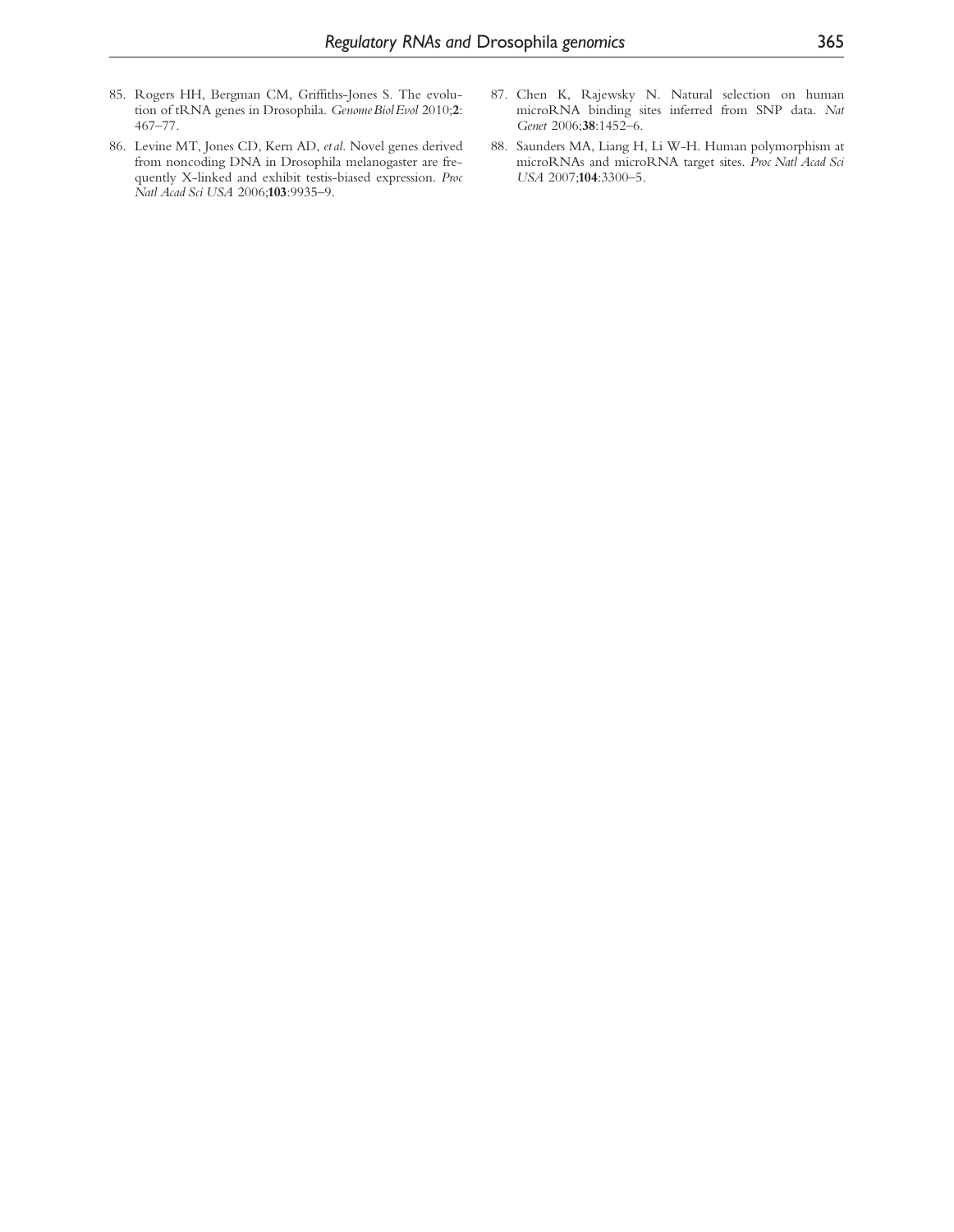85. Rogers HH, Bergman CM, Griffiths-Jones S. The evolution of tRNA genes in Drosophila. *Genome Biol Evol* 2010;**2**: 467–77.
86. Levine MT, Jones CD, Kern AD, *et al*. Novel genes derived from noncoding DNA in Drosophila melanogaster are frequently X-linked and exhibit testis-biased expression. *Proc Natl Acad Sci USA* 2006;**103**:9935–9.
87. Chen K, Rajewsky N. Natural selection on human microRNA binding sites inferred from SNP data. *Nat Genet* 2006;**38**:1452–6.
88. Saunders MA, Liang H, Li W-H. Human polymorphism at microRNAs and microRNA target sites. *Proc Natl Acad Sci USA* 2007;**104**:3300–5.